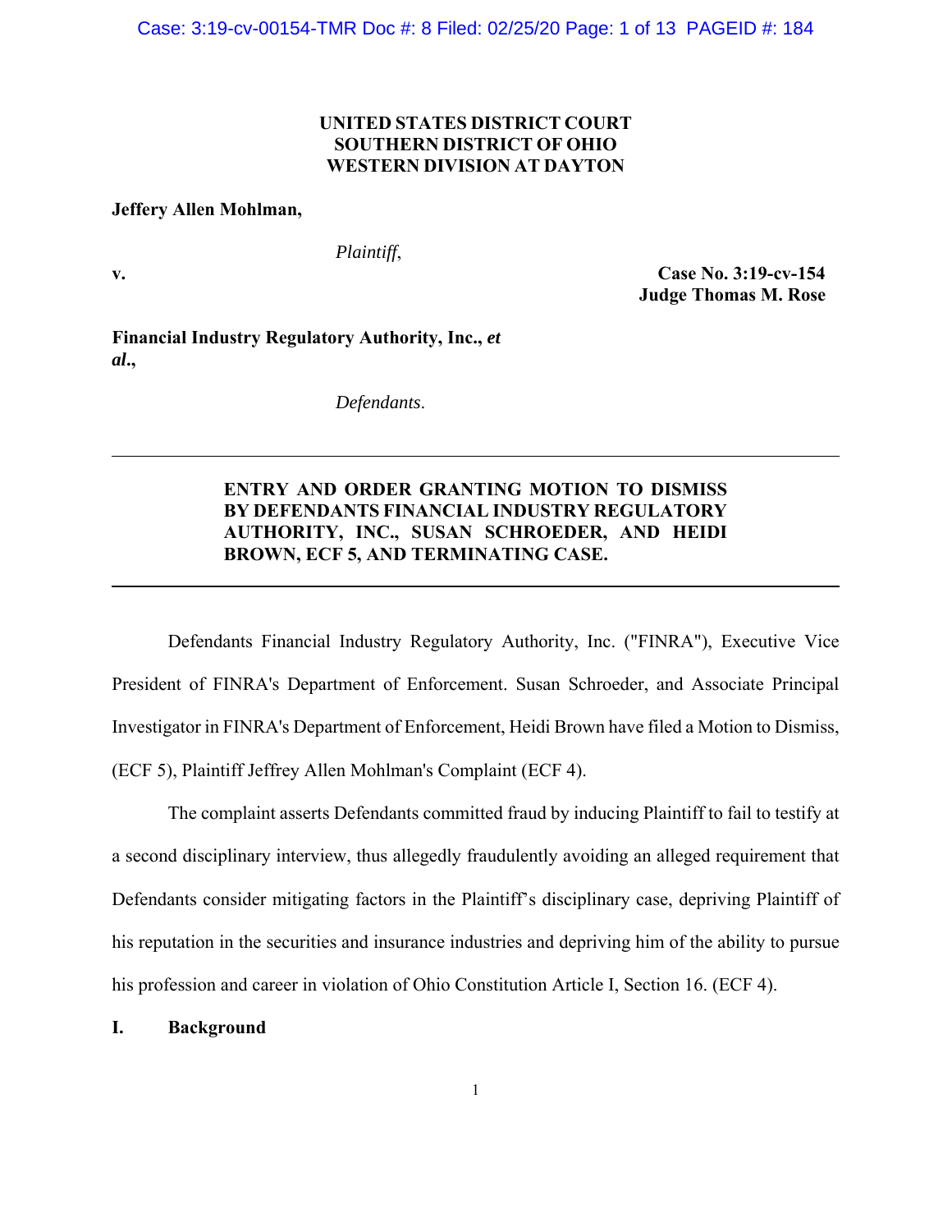**UNITED STATES DISTRICT COURT**
**SOUTHERN DISTRICT OF OHIO**
**WESTERN DIVISION AT DAYTON**

**Jeffery Allen Mohlman,**

*Plaintiff*,

**v.** **Case No. 3:19-cv-154**
**Judge Thomas M. Rose**

**Financial Industry Regulatory Authority, Inc., *et al*.,**

*Defendants*.

---

**ENTRY AND ORDER GRANTING MOTION TO DISMISS BY DEFENDANTS FINANCIAL INDUSTRY REGULATORY AUTHORITY, INC., SUSAN SCHROEDER, AND HEIDI BROWN, ECF 5, AND TERMINATING CASE.**

---

Defendants Financial Industry Regulatory Authority, Inc. ("FINRA"), Executive Vice President of FINRA's Department of Enforcement. Susan Schroeder, and Associate Principal Investigator in FINRA's Department of Enforcement, Heidi Brown have filed a Motion to Dismiss, (ECF 5), Plaintiff Jeffrey Allen Mohlman's Complaint (ECF 4).

The complaint asserts Defendants committed fraud by inducing Plaintiff to fail to testify at a second disciplinary interview, thus allegedly fraudulently avoiding an alleged requirement that Defendants consider mitigating factors in the Plaintiff's disciplinary case, depriving Plaintiff of his reputation in the securities and insurance industries and depriving him of the ability to pursue his profession and career in violation of Ohio Constitution Article I, Section 16. (ECF 4).

## I. Background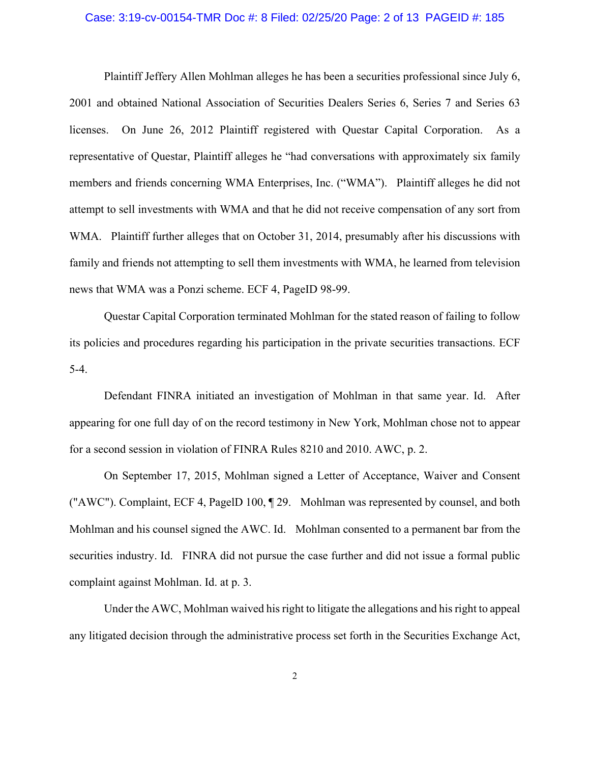Plaintiff Jeffery Allen Mohlman alleges he has been a securities professional since July 6, 2001 and obtained National Association of Securities Dealers Series 6, Series 7 and Series 63 licenses. On June 26, 2012 Plaintiff registered with Questar Capital Corporation. As a representative of Questar, Plaintiff alleges he "had conversations with approximately six family members and friends concerning WMA Enterprises, Inc. ("WMA"). Plaintiff alleges he did not attempt to sell investments with WMA and that he did not receive compensation of any sort from WMA. Plaintiff further alleges that on October 31, 2014, presumably after his discussions with family and friends not attempting to sell them investments with WMA, he learned from television news that WMA was a Ponzi scheme. ECF 4, PageID 98-99.

Questar Capital Corporation terminated Mohlman for the stated reason of failing to follow its policies and procedures regarding his participation in the private securities transactions. ECF 5-4.

Defendant FINRA initiated an investigation of Mohlman in that same year. Id. After appearing for one full day of on the record testimony in New York, Mohlman chose not to appear for a second session in violation of FINRA Rules 8210 and 2010. AWC, p. 2.

On September 17, 2015, Mohlman signed a Letter of Acceptance, Waiver and Consent ("AWC"). Complaint, ECF 4, PageID 100, ¶ 29. Mohlman was represented by counsel, and both Mohlman and his counsel signed the AWC. Id. Mohlman consented to a permanent bar from the securities industry. Id. FINRA did not pursue the case further and did not issue a formal public complaint against Mohlman. Id. at p. 3.

Under the AWC, Mohlman waived his right to litigate the allegations and his right to appeal any litigated decision through the administrative process set forth in the Securities Exchange Act,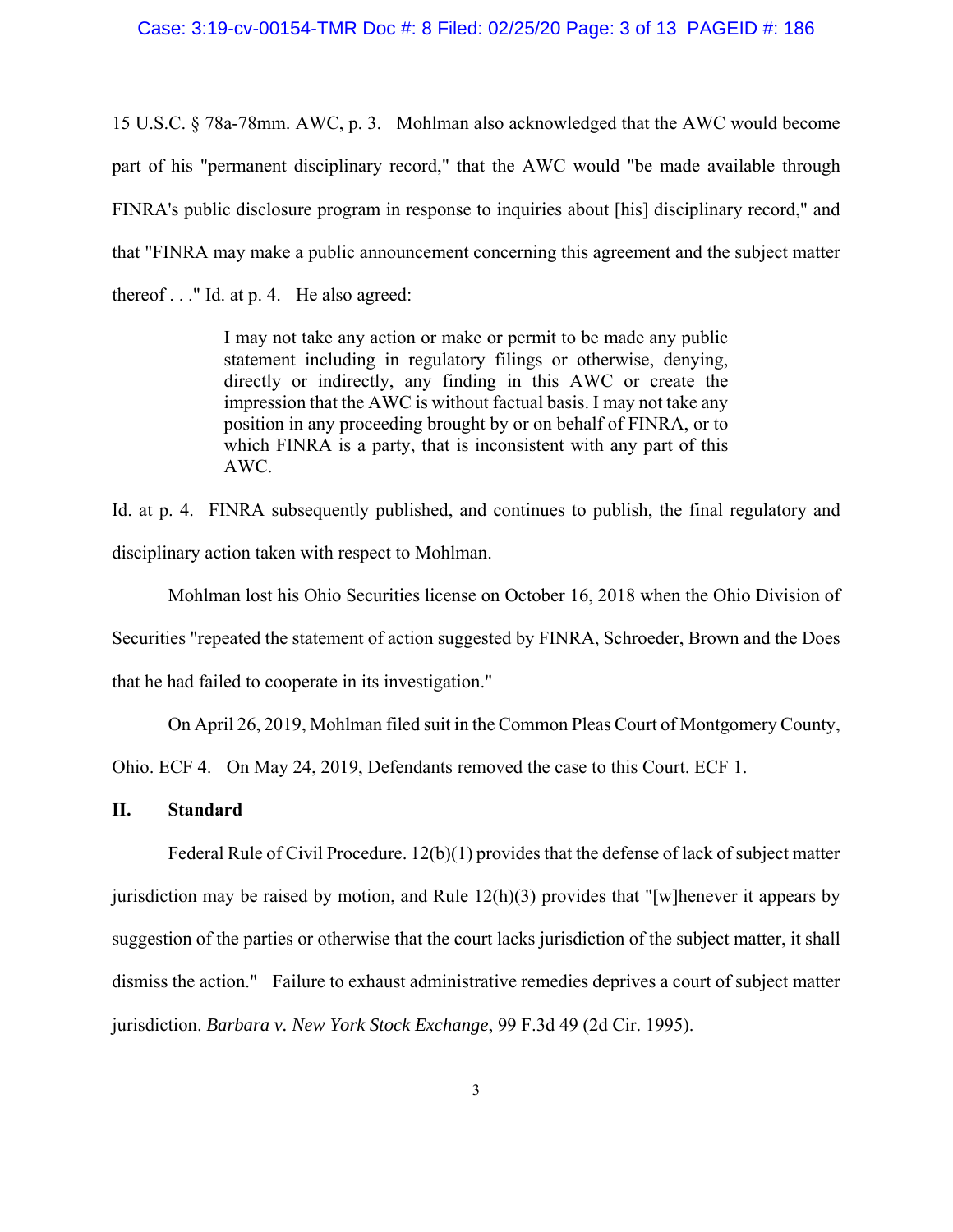15 U.S.C. § 78a-78mm. AWC, p. 3. Mohlman also acknowledged that the AWC would become part of his "permanent disciplinary record," that the AWC would "be made available through FINRA's public disclosure program in response to inquiries about [his] disciplinary record," and that "FINRA may make a public announcement concerning this agreement and the subject matter thereof . . ." Id. at p. 4. He also agreed:

> I may not take any action or make or permit to be made any public statement including in regulatory filings or otherwise, denying, directly or indirectly, any finding in this AWC or create the impression that the AWC is without factual basis. I may not take any position in any proceeding brought by or on behalf of FINRA, or to which FINRA is a party, that is inconsistent with any part of this AWC.

Id. at p. 4. FINRA subsequently published, and continues to publish, the final regulatory and disciplinary action taken with respect to Mohlman.

Mohlman lost his Ohio Securities license on October 16, 2018 when the Ohio Division of Securities "repeated the statement of action suggested by FINRA, Schroeder, Brown and the Does that he had failed to cooperate in its investigation."

On April 26, 2019, Mohlman filed suit in the Common Pleas Court of Montgomery County, Ohio. ECF 4. On May 24, 2019, Defendants removed the case to this Court. ECF 1.

## II. Standard

Federal Rule of Civil Procedure. 12(b)(1) provides that the defense of lack of subject matter jurisdiction may be raised by motion, and Rule 12(h)(3) provides that "[w]henever it appears by suggestion of the parties or otherwise that the court lacks jurisdiction of the subject matter, it shall dismiss the action." Failure to exhaust administrative remedies deprives a court of subject matter jurisdiction. *Barbara v. New York Stock Exchange*, 99 F.3d 49 (2d Cir. 1995).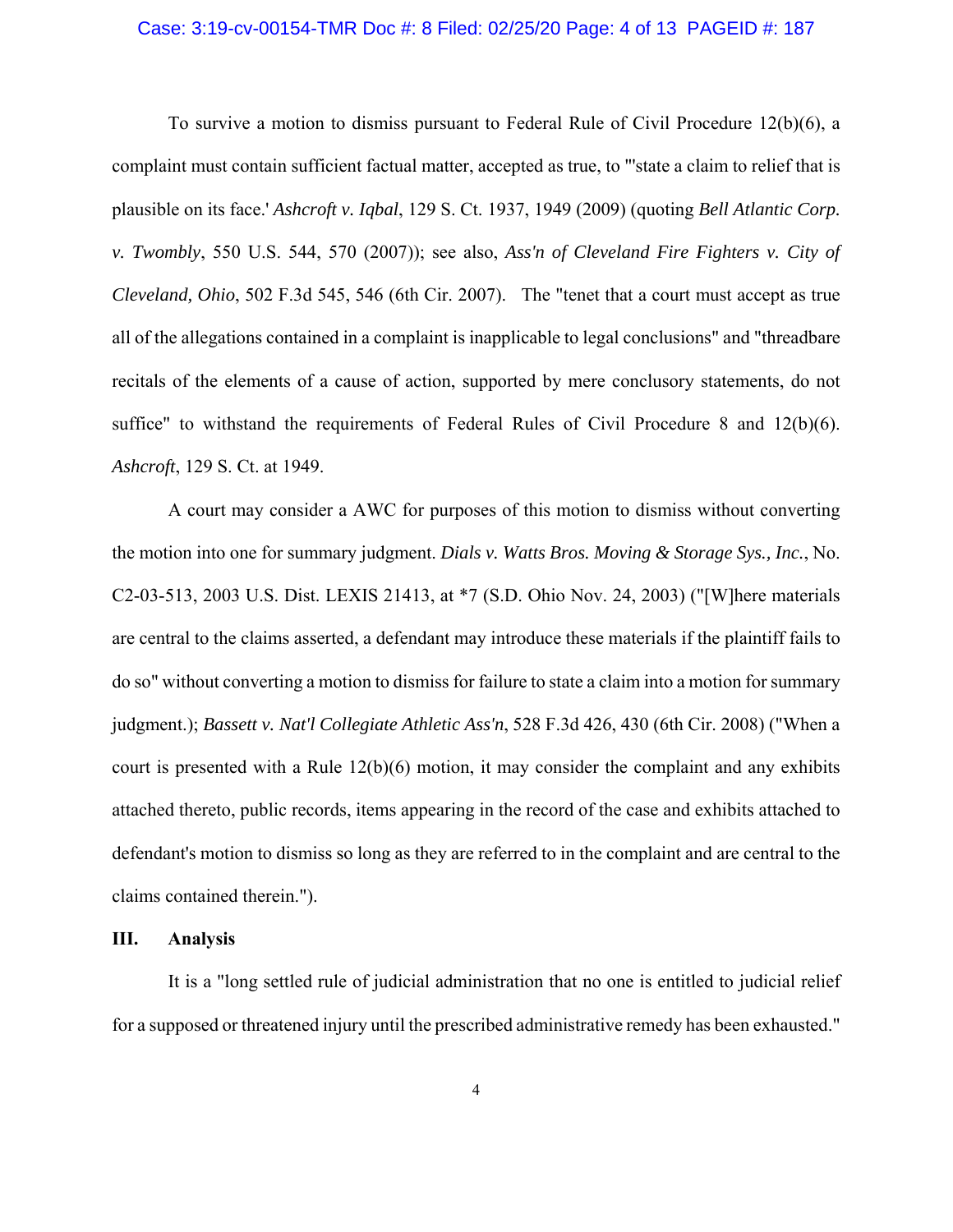To survive a motion to dismiss pursuant to Federal Rule of Civil Procedure 12(b)(6), a complaint must contain sufficient factual matter, accepted as true, to "'state a claim to relief that is plausible on its face.' *Ashcroft v. Iqbal*, 129 S. Ct. 1937, 1949 (2009) (quoting *Bell Atlantic Corp. v. Twombly*, 550 U.S. 544, 570 (2007)); see also, *Ass'n of Cleveland Fire Fighters v. City of Cleveland, Ohio*, 502 F.3d 545, 546 (6th Cir. 2007). The "tenet that a court must accept as true all of the allegations contained in a complaint is inapplicable to legal conclusions" and "threadbare recitals of the elements of a cause of action, supported by mere conclusory statements, do not suffice" to withstand the requirements of Federal Rules of Civil Procedure 8 and 12(b)(6). *Ashcroft*, 129 S. Ct. at 1949.

A court may consider a AWC for purposes of this motion to dismiss without converting the motion into one for summary judgment. *Dials v. Watts Bros. Moving & Storage Sys., Inc.*, No. C2-03-513, 2003 U.S. Dist. LEXIS 21413, at *7 (S.D. Ohio Nov. 24, 2003) ("[W]here materials are central to the claims asserted, a defendant may introduce these materials if the plaintiff fails to do so" without converting a motion to dismiss for failure to state a claim into a motion for summary judgment.); *Bassett v. Nat'l Collegiate Athletic Ass'n*, 528 F.3d 426, 430 (6th Cir. 2008) ("When a court is presented with a Rule 12(b)(6) motion, it may consider the complaint and any exhibits attached thereto, public records, items appearing in the record of the case and exhibits attached to defendant's motion to dismiss so long as they are referred to in the complaint and are central to the claims contained therein.").

## III. Analysis

It is a "long settled rule of judicial administration that no one is entitled to judicial relief for a supposed or threatened injury until the prescribed administrative remedy has been exhausted."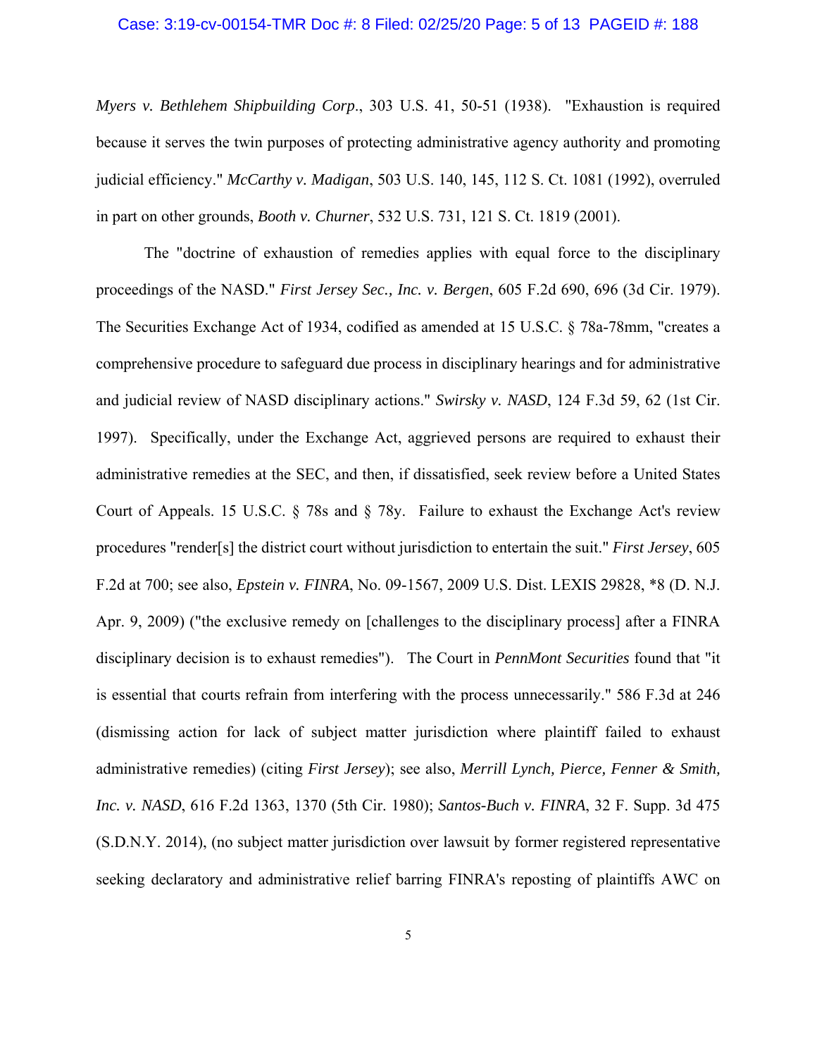*Myers v. Bethlehem Shipbuilding Corp*., 303 U.S. 41, 50-51 (1938). "Exhaustion is required because it serves the twin purposes of protecting administrative agency authority and promoting judicial efficiency." *McCarthy v. Madigan*, 503 U.S. 140, 145, 112 S. Ct. 1081 (1992), overruled in part on other grounds, *Booth v. Churner*, 532 U.S. 731, 121 S. Ct. 1819 (2001).

The "doctrine of exhaustion of remedies applies with equal force to the disciplinary proceedings of the NASD." *First Jersey Sec., Inc. v. Bergen*, 605 F.2d 690, 696 (3d Cir. 1979). The Securities Exchange Act of 1934, codified as amended at 15 U.S.C. § 78a-78mm, "creates a comprehensive procedure to safeguard due process in disciplinary hearings and for administrative and judicial review of NASD disciplinary actions." *Swirsky v. NASD*, 124 F.3d 59, 62 (1st Cir. 1997). Specifically, under the Exchange Act, aggrieved persons are required to exhaust their administrative remedies at the SEC, and then, if dissatisfied, seek review before a United States Court of Appeals. 15 U.S.C. § 78s and § 78y. Failure to exhaust the Exchange Act's review procedures "render[s] the district court without jurisdiction to entertain the suit." *First Jersey*, 605 F.2d at 700; see also, *Epstein v. FINRA*, No. 09-1567, 2009 U.S. Dist. LEXIS 29828, *8 (D. N.J. Apr. 9, 2009) ("the exclusive remedy on [challenges to the disciplinary process] after a FINRA disciplinary decision is to exhaust remedies"). The Court in *PennMont Securities* found that "it is essential that courts refrain from interfering with the process unnecessarily." 586 F.3d at 246 (dismissing action for lack of subject matter jurisdiction where plaintiff failed to exhaust administrative remedies) (citing *First Jersey*); see also, *Merrill Lynch, Pierce, Fenner & Smith, Inc. v. NASD*, 616 F.2d 1363, 1370 (5th Cir. 1980); *Santos-Buch v. FINRA*, 32 F. Supp. 3d 475 (S.D.N.Y. 2014), (no subject matter jurisdiction over lawsuit by former registered representative seeking declaratory and administrative relief barring FINRA's reposting of plaintiffs AWC on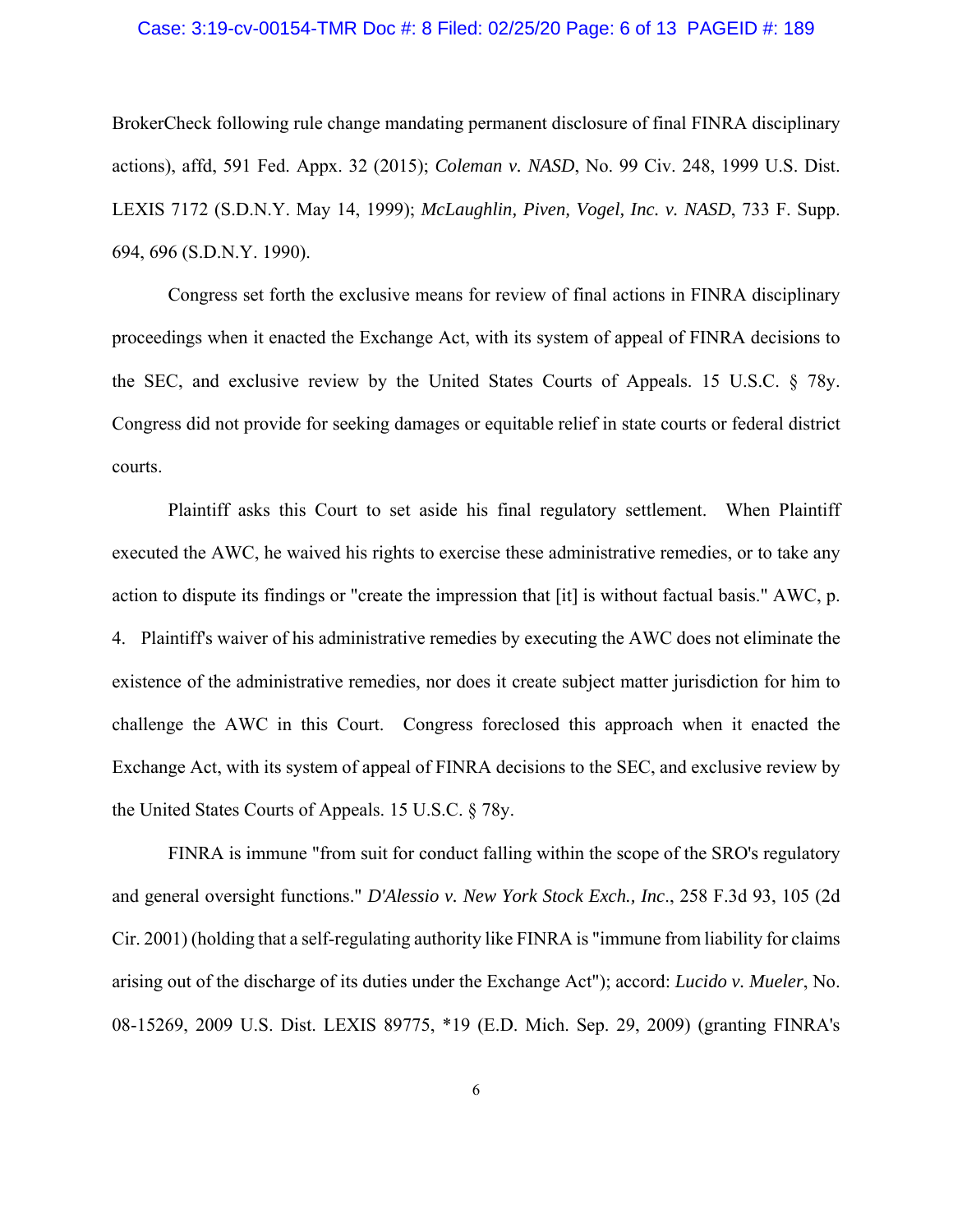BrokerCheck following rule change mandating permanent disclosure of final FINRA disciplinary actions), affd, 591 Fed. Appx. 32 (2015); *Coleman v. NASD*, No. 99 Civ. 248, 1999 U.S. Dist. LEXIS 7172 (S.D.N.Y. May 14, 1999); *McLaughlin, Piven, Vogel, Inc. v. NASD*, 733 F. Supp. 694, 696 (S.D.N.Y. 1990).

Congress set forth the exclusive means for review of final actions in FINRA disciplinary proceedings when it enacted the Exchange Act, with its system of appeal of FINRA decisions to the SEC, and exclusive review by the United States Courts of Appeals. 15 U.S.C. § 78y. Congress did not provide for seeking damages or equitable relief in state courts or federal district courts.

Plaintiff asks this Court to set aside his final regulatory settlement. When Plaintiff executed the AWC, he waived his rights to exercise these administrative remedies, or to take any action to dispute its findings or "create the impression that [it] is without factual basis." AWC, p. 4. Plaintiff's waiver of his administrative remedies by executing the AWC does not eliminate the existence of the administrative remedies, nor does it create subject matter jurisdiction for him to challenge the AWC in this Court. Congress foreclosed this approach when it enacted the Exchange Act, with its system of appeal of FINRA decisions to the SEC, and exclusive review by the United States Courts of Appeals. 15 U.S.C. § 78y.

FINRA is immune "from suit for conduct falling within the scope of the SRO's regulatory and general oversight functions." *D'Alessio v. New York Stock Exch., Inc*., 258 F.3d 93, 105 (2d Cir. 2001) (holding that a self-regulating authority like FINRA is "immune from liability for claims arising out of the discharge of its duties under the Exchange Act"); accord: *Lucido v. Mueler*, No. 08-15269, 2009 U.S. Dist. LEXIS 89775, *19 (E.D. Mich. Sep. 29, 2009) (granting FINRA's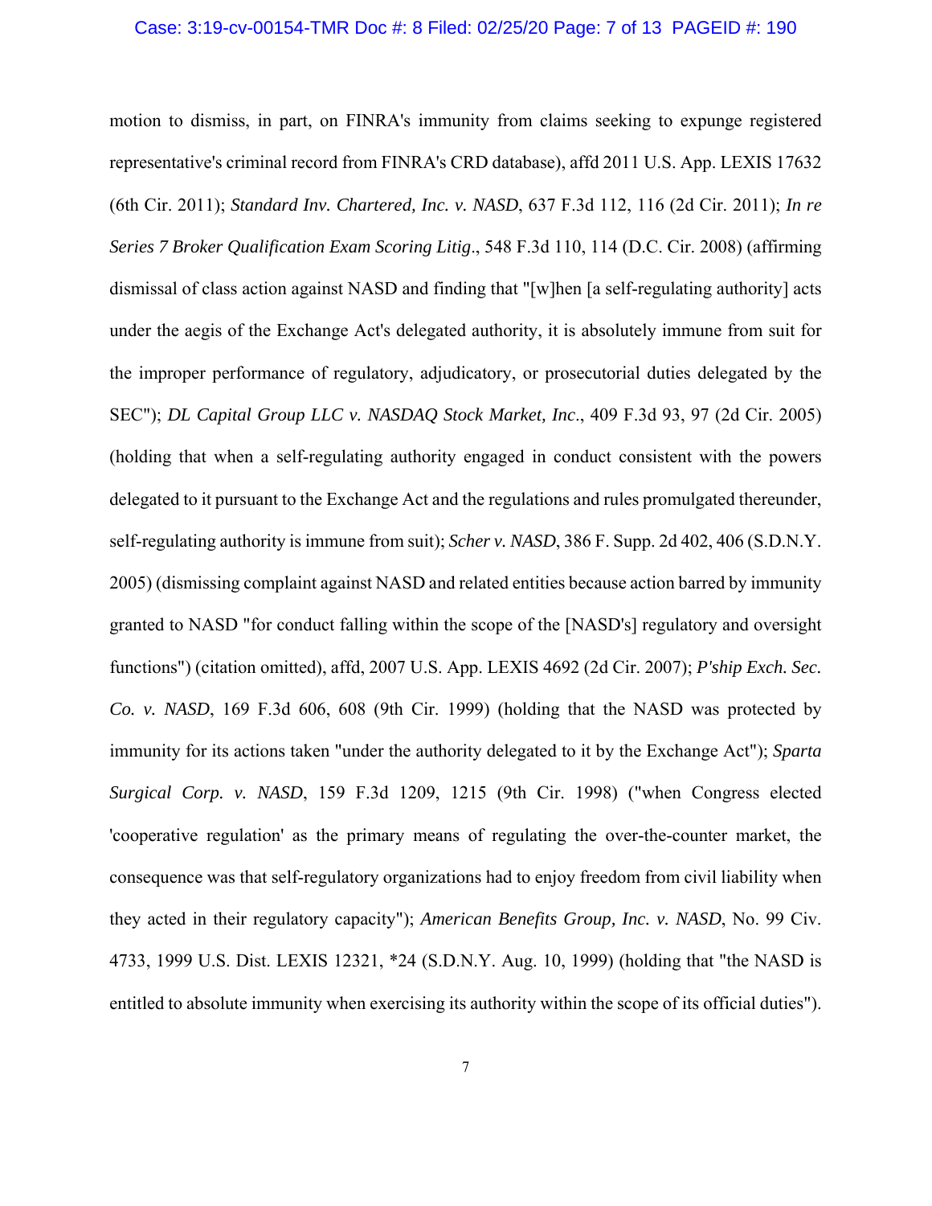motion to dismiss, in part, on FINRA's immunity from claims seeking to expunge registered representative's criminal record from FINRA's CRD database), affd 2011 U.S. App. LEXIS 17632 (6th Cir. 2011); *Standard Inv. Chartered, Inc. v. NASD*, 637 F.3d 112, 116 (2d Cir. 2011); *In re Series 7 Broker Qualification Exam Scoring Litig*., 548 F.3d 110, 114 (D.C. Cir. 2008) (affirming dismissal of class action against NASD and finding that "[w]hen [a self-regulating authority] acts under the aegis of the Exchange Act's delegated authority, it is absolutely immune from suit for the improper performance of regulatory, adjudicatory, or prosecutorial duties delegated by the SEC"); *DL Capital Group LLC v. NASDAQ Stock Market, Inc*., 409 F.3d 93, 97 (2d Cir. 2005) (holding that when a self-regulating authority engaged in conduct consistent with the powers delegated to it pursuant to the Exchange Act and the regulations and rules promulgated thereunder, self-regulating authority is immune from suit); *Scher v. NASD*, 386 F. Supp. 2d 402, 406 (S.D.N.Y. 2005) (dismissing complaint against NASD and related entities because action barred by immunity granted to NASD "for conduct falling within the scope of the [NASD's] regulatory and oversight functions") (citation omitted), affd, 2007 U.S. App. LEXIS 4692 (2d Cir. 2007); *P'ship Exch. Sec. Co. v. NASD*, 169 F.3d 606, 608 (9th Cir. 1999) (holding that the NASD was protected by immunity for its actions taken "under the authority delegated to it by the Exchange Act"); *Sparta Surgical Corp. v. NASD*, 159 F.3d 1209, 1215 (9th Cir. 1998) ("when Congress elected 'cooperative regulation' as the primary means of regulating the over-the-counter market, the consequence was that self-regulatory organizations had to enjoy freedom from civil liability when they acted in their regulatory capacity"); *American Benefits Group, Inc. v. NASD*, No. 99 Civ. 4733, 1999 U.S. Dist. LEXIS 12321, *24 (S.D.N.Y. Aug. 10, 1999) (holding that "the NASD is entitled to absolute immunity when exercising its authority within the scope of its official duties").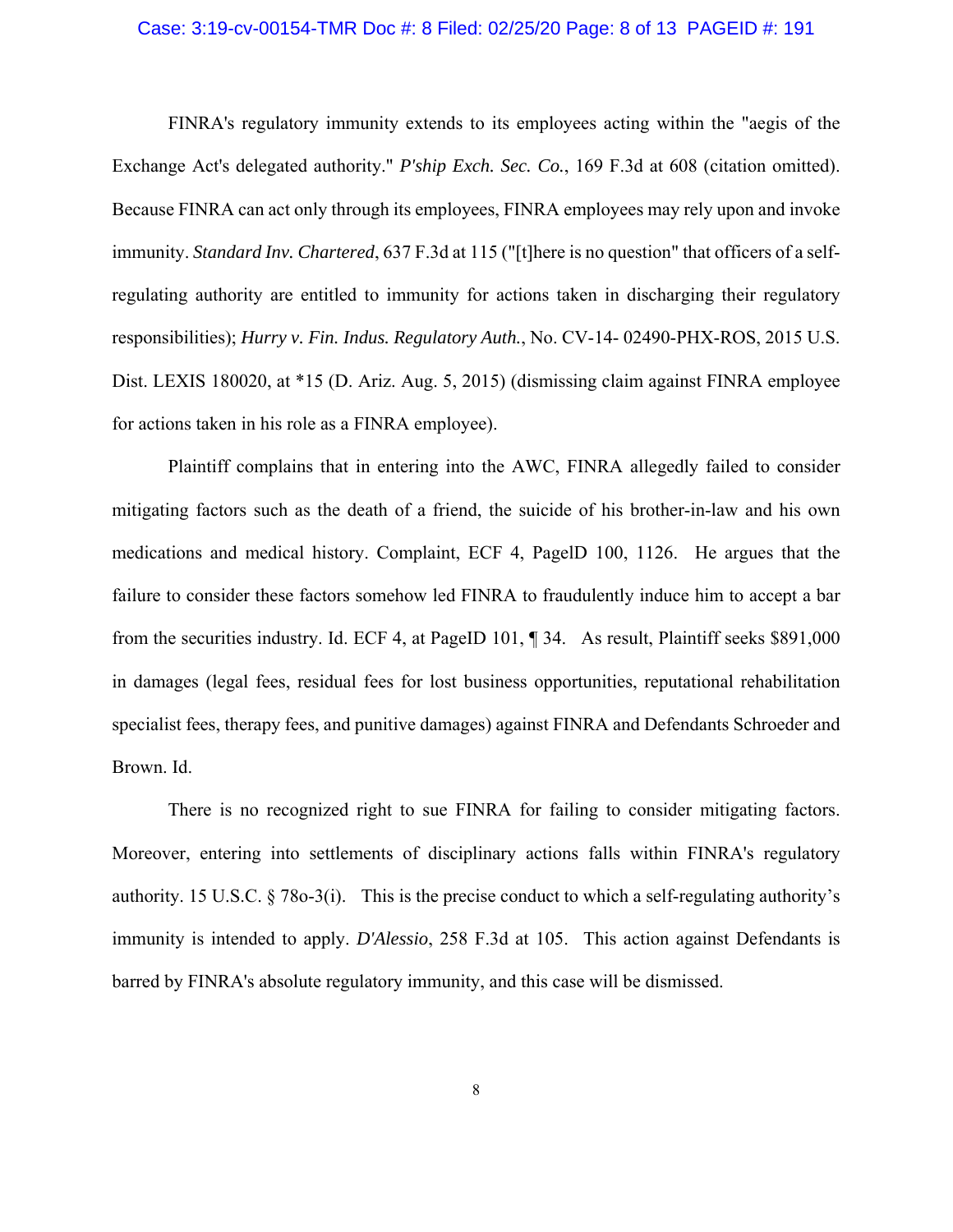FINRA's regulatory immunity extends to its employees acting within the "aegis of the Exchange Act's delegated authority." *P'ship Exch. Sec. Co.*, 169 F.3d at 608 (citation omitted). Because FINRA can act only through its employees, FINRA employees may rely upon and invoke immunity. *Standard Inv. Chartered*, 637 F.3d at 115 ("[t]here is no question" that officers of a self-regulating authority are entitled to immunity for actions taken in discharging their regulatory responsibilities); *Hurry v. Fin. Indus. Regulatory Auth.*, No. CV-14- 02490-PHX-ROS, 2015 U.S. Dist. LEXIS 180020, at *15 (D. Ariz. Aug. 5, 2015) (dismissing claim against FINRA employee for actions taken in his role as a FINRA employee).

Plaintiff complains that in entering into the AWC, FINRA allegedly failed to consider mitigating factors such as the death of a friend, the suicide of his brother-in-law and his own medications and medical history. Complaint, ECF 4, PagelD 100, 1126. He argues that the failure to consider these factors somehow led FINRA to fraudulently induce him to accept a bar from the securities industry. Id. ECF 4, at PageID 101, ¶ 34. As result, Plaintiff seeks $891,000 in damages (legal fees, residual fees for lost business opportunities, reputational rehabilitation specialist fees, therapy fees, and punitive damages) against FINRA and Defendants Schroeder and Brown. Id.

There is no recognized right to sue FINRA for failing to consider mitigating factors. Moreover, entering into settlements of disciplinary actions falls within FINRA's regulatory authority. 15 U.S.C. § 78o-3(i). This is the precise conduct to which a self-regulating authority's immunity is intended to apply. *D'Alessio*, 258 F.3d at 105. This action against Defendants is barred by FINRA's absolute regulatory immunity, and this case will be dismissed.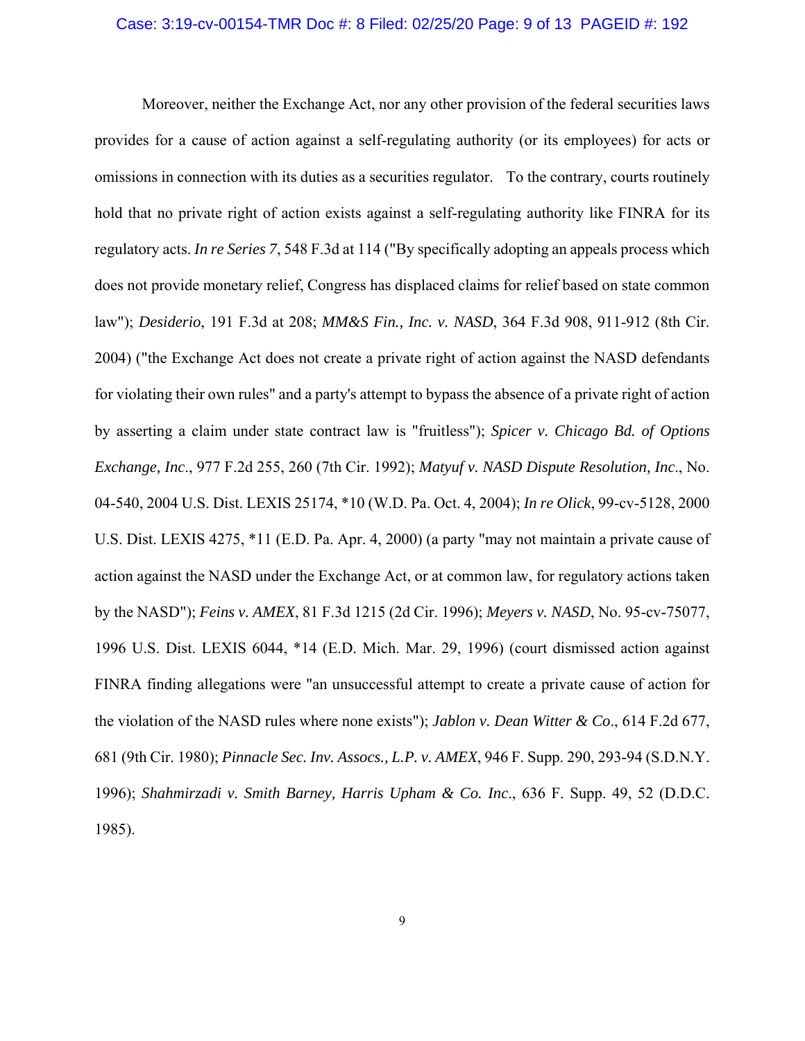Moreover, neither the Exchange Act, nor any other provision of the federal securities laws provides for a cause of action against a self-regulating authority (or its employees) for acts or omissions in connection with its duties as a securities regulator. To the contrary, courts routinely hold that no private right of action exists against a self-regulating authority like FINRA for its regulatory acts. *In re Series 7*, 548 F.3d at 114 ("By specifically adopting an appeals process which does not provide monetary relief, Congress has displaced claims for relief based on state common law"); *Desiderio*, 191 F.3d at 208; *MM&S Fin., Inc. v. NASD*, 364 F.3d 908, 911-912 (8th Cir. 2004) ("the Exchange Act does not create a private right of action against the NASD defendants for violating their own rules" and a party's attempt to bypass the absence of a private right of action by asserting a claim under state contract law is "fruitless"); *Spicer v. Chicago Bd. of Options Exchange, Inc*., 977 F.2d 255, 260 (7th Cir. 1992); *Matyuf v. NASD Dispute Resolution, Inc*., No. 04-540, 2004 U.S. Dist. LEXIS 25174, *10 (W.D. Pa. Oct. 4, 2004); *In re Olick*, 99-cv-5128, 2000 U.S. Dist. LEXIS 4275, *11 (E.D. Pa. Apr. 4, 2000) (a party "may not maintain a private cause of action against the NASD under the Exchange Act, or at common law, for regulatory actions taken by the NASD"); *Feins v. AMEX*, 81 F.3d 1215 (2d Cir. 1996); *Meyers v. NASD*, No. 95-cv-75077, 1996 U.S. Dist. LEXIS 6044, *14 (E.D. Mich. Mar. 29, 1996) (court dismissed action against FINRA finding allegations were "an unsuccessful attempt to create a private cause of action for the violation of the NASD rules where none exists"); *Jablon v. Dean Witter & Co*., 614 F.2d 677, 681 (9th Cir. 1980); *Pinnacle Sec. Inv. Assocs., L.P. v. AMEX*, 946 F. Supp. 290, 293-94 (S.D.N.Y. 1996); *Shahmirzadi v. Smith Barney, Harris Upham & Co. Inc*., 636 F. Supp. 49, 52 (D.D.C. 1985).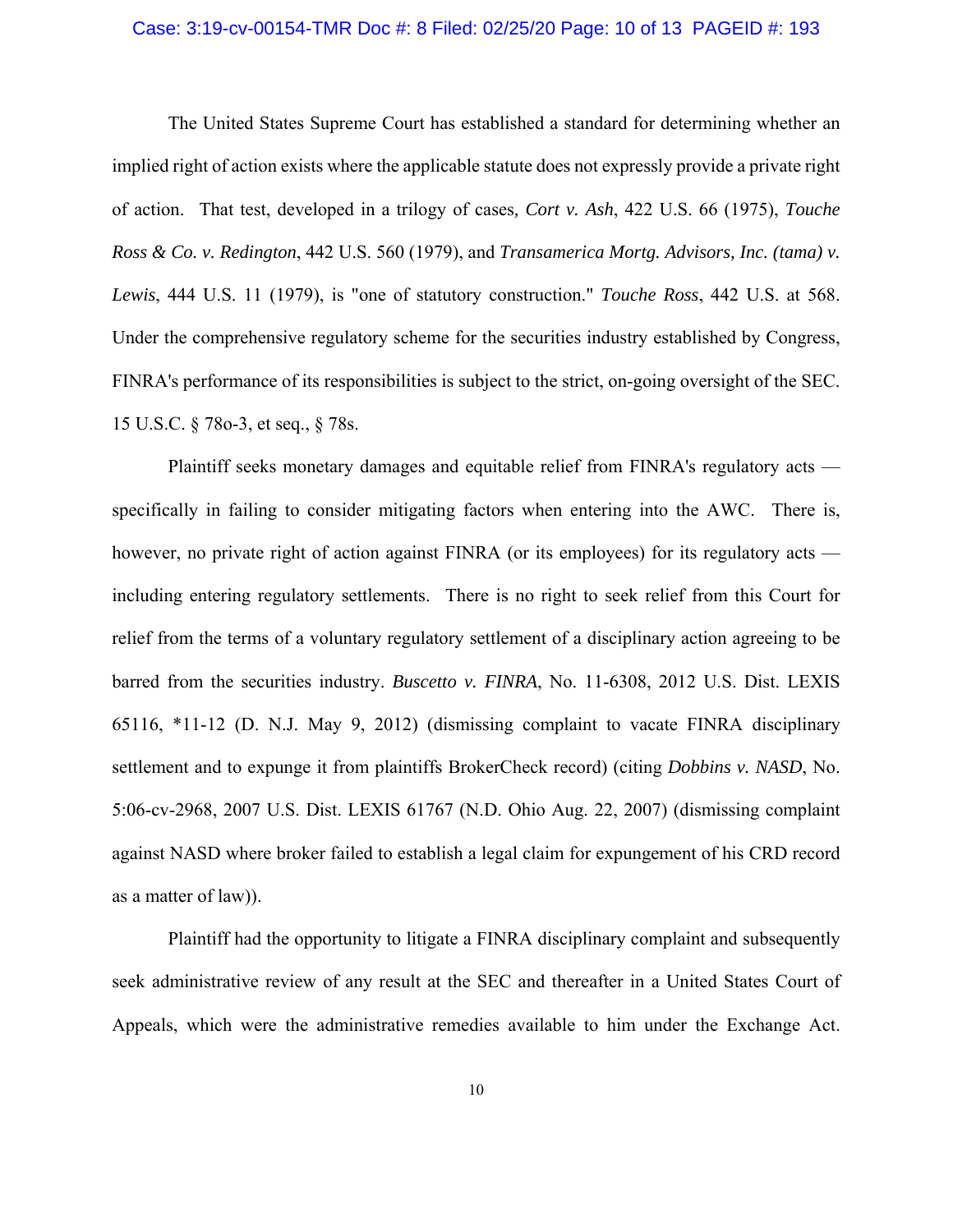The United States Supreme Court has established a standard for determining whether an implied right of action exists where the applicable statute does not expressly provide a private right of action. That test, developed in a trilogy of cases, *Cort v. Ash*, 422 U.S. 66 (1975), *Touche Ross & Co. v. Redington*, 442 U.S. 560 (1979), and *Transamerica Mortg. Advisors, Inc. (tama) v. Lewis*, 444 U.S. 11 (1979), is "one of statutory construction." *Touche Ross*, 442 U.S. at 568. Under the comprehensive regulatory scheme for the securities industry established by Congress, FINRA's performance of its responsibilities is subject to the strict, on-going oversight of the SEC. 15 U.S.C. § 78o-3, et seq., § 78s.

Plaintiff seeks monetary damages and equitable relief from FINRA's regulatory acts — specifically in failing to consider mitigating factors when entering into the AWC. There is, however, no private right of action against FINRA (or its employees) for its regulatory acts — including entering regulatory settlements. There is no right to seek relief from this Court for relief from the terms of a voluntary regulatory settlement of a disciplinary action agreeing to be barred from the securities industry. *Buscetto v. FINRA*, No. 11-6308, 2012 U.S. Dist. LEXIS 65116, *11-12 (D. N.J. May 9, 2012) (dismissing complaint to vacate FINRA disciplinary settlement and to expunge it from plaintiffs BrokerCheck record) (citing *Dobbins v. NASD*, No. 5:06-cv-2968, 2007 U.S. Dist. LEXIS 61767 (N.D. Ohio Aug. 22, 2007) (dismissing complaint against NASD where broker failed to establish a legal claim for expungement of his CRD record as a matter of law)).

Plaintiff had the opportunity to litigate a FINRA disciplinary complaint and subsequently seek administrative review of any result at the SEC and thereafter in a United States Court of Appeals, which were the administrative remedies available to him under the Exchange Act.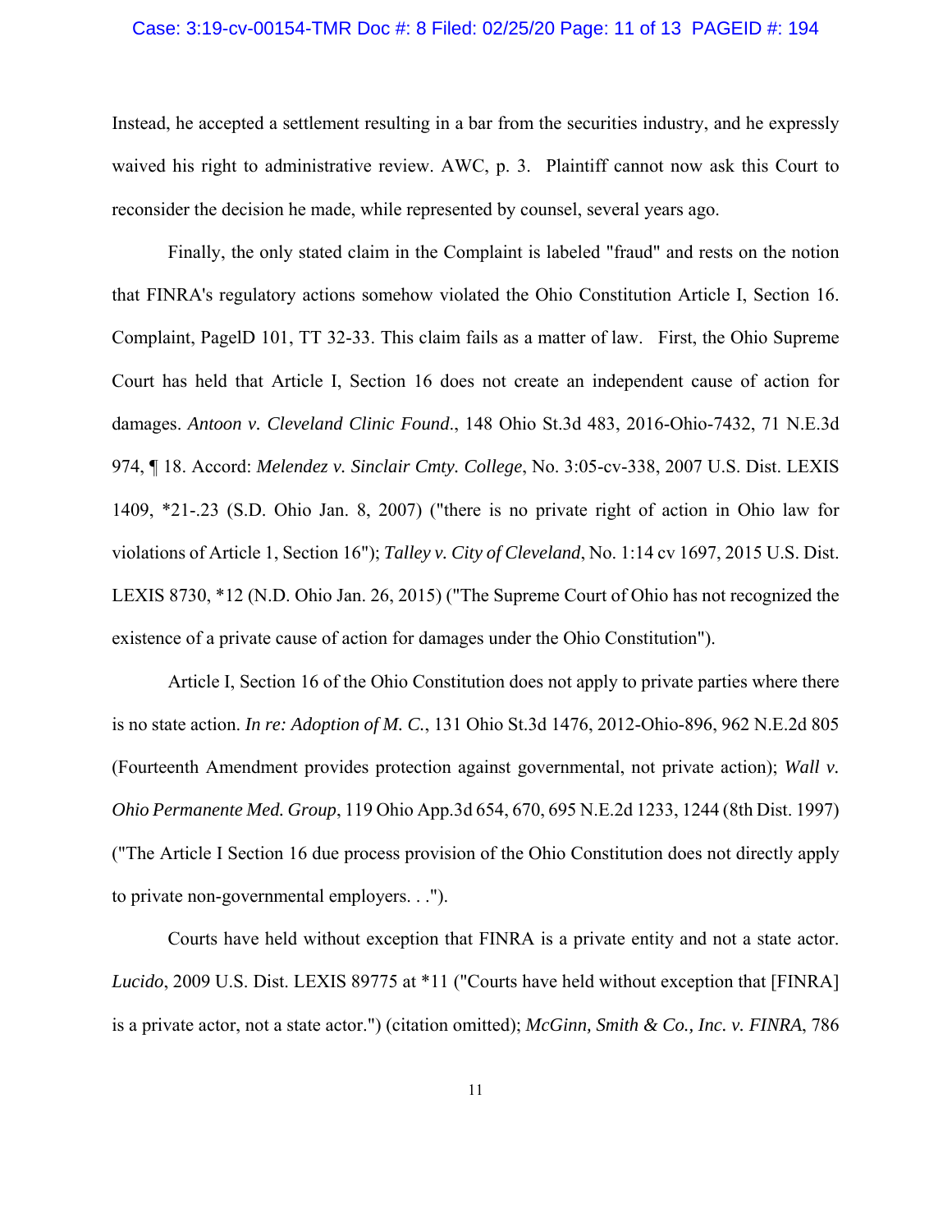Instead, he accepted a settlement resulting in a bar from the securities industry, and he expressly waived his right to administrative review. AWC, p. 3. Plaintiff cannot now ask this Court to reconsider the decision he made, while represented by counsel, several years ago.

Finally, the only stated claim in the Complaint is labeled "fraud" and rests on the notion that FINRA's regulatory actions somehow violated the Ohio Constitution Article I, Section 16. Complaint, PagelD 101, TT 32-33. This claim fails as a matter of law. First, the Ohio Supreme Court has held that Article I, Section 16 does not create an independent cause of action for damages. *Antoon v. Cleveland Clinic Found*., 148 Ohio St.3d 483, 2016-Ohio-7432, 71 N.E.3d 974, ¶ 18. Accord: *Melendez v. Sinclair Cmty. College*, No. 3:05-cv-338, 2007 U.S. Dist. LEXIS 1409, *21-.23 (S.D. Ohio Jan. 8, 2007) ("there is no private right of action in Ohio law for violations of Article 1, Section 16"); *Talley v. City of Cleveland*, No. 1:14 cv 1697, 2015 U.S. Dist. LEXIS 8730, *12 (N.D. Ohio Jan. 26, 2015) ("The Supreme Court of Ohio has not recognized the existence of a private cause of action for damages under the Ohio Constitution").

Article I, Section 16 of the Ohio Constitution does not apply to private parties where there is no state action. *In re: Adoption of M. C.*, 131 Ohio St.3d 1476, 2012-Ohio-896, 962 N.E.2d 805 (Fourteenth Amendment provides protection against governmental, not private action); *Wall v. Ohio Permanente Med. Group*, 119 Ohio App.3d 654, 670, 695 N.E.2d 1233, 1244 (8th Dist. 1997) ("The Article I Section 16 due process provision of the Ohio Constitution does not directly apply to private non-governmental employers. . .").

Courts have held without exception that FINRA is a private entity and not a state actor. *Lucido*, 2009 U.S. Dist. LEXIS 89775 at *11 ("Courts have held without exception that [FINRA] is a private actor, not a state actor.") (citation omitted); *McGinn, Smith & Co., Inc. v. FINRA*, 786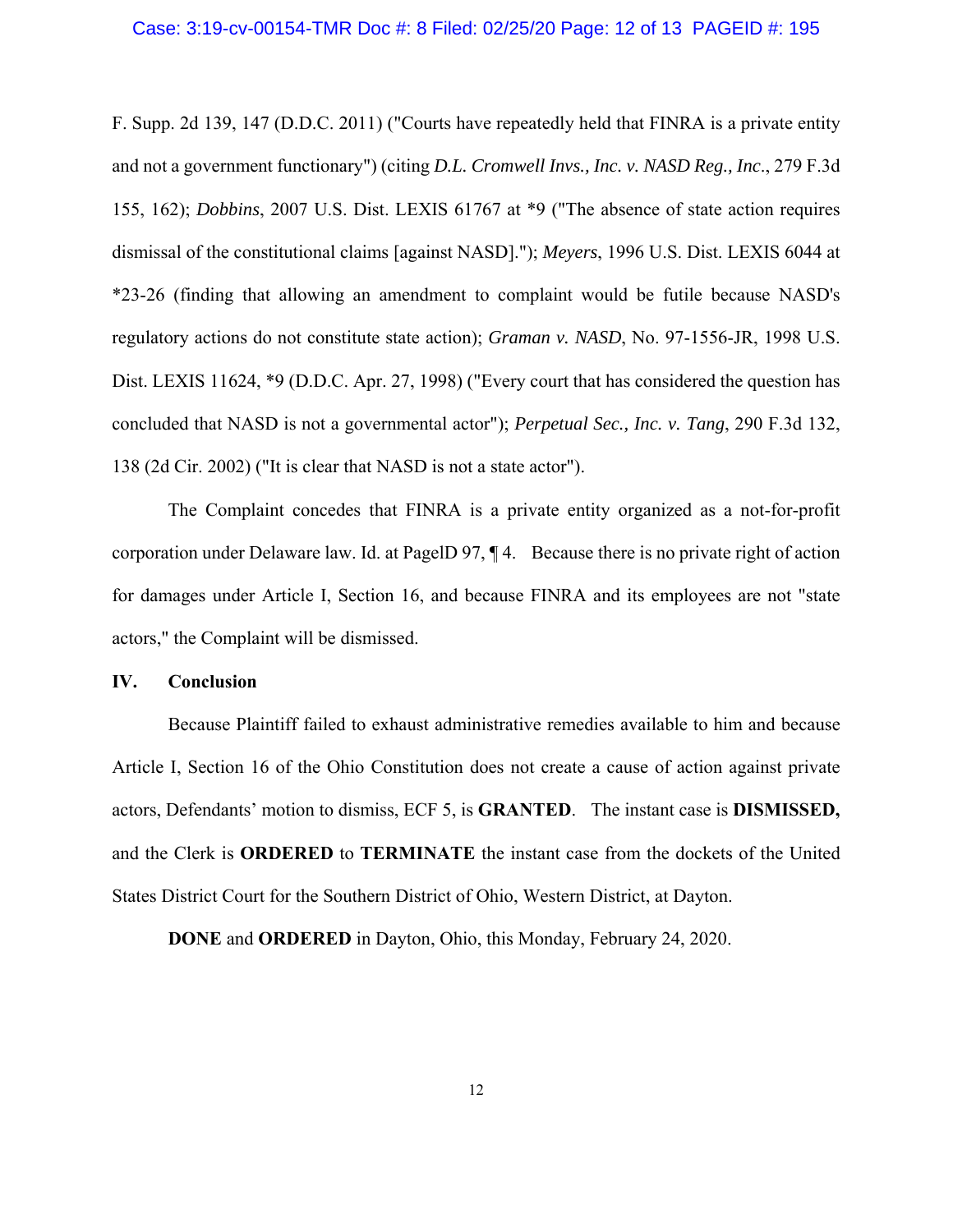F. Supp. 2d 139, 147 (D.D.C. 2011) ("Courts have repeatedly held that FINRA is a private entity and not a government functionary") (citing *D.L. Cromwell Invs., Inc. v. NASD Reg., Inc.*, 279 F.3d 155, 162); *Dobbins*, 2007 U.S. Dist. LEXIS 61767 at *9 ("The absence of state action requires dismissal of the constitutional claims [against NASD]."); *Meyers*, 1996 U.S. Dist. LEXIS 6044 at *23-26 (finding that allowing an amendment to complaint would be futile because NASD's regulatory actions do not constitute state action); *Graman v. NASD*, No. 97-1556-JR, 1998 U.S. Dist. LEXIS 11624, *9 (D.D.C. Apr. 27, 1998) ("Every court that has considered the question has concluded that NASD is not a governmental actor"); *Perpetual Sec., Inc. v. Tang*, 290 F.3d 132, 138 (2d Cir. 2002) ("It is clear that NASD is not a state actor").

The Complaint concedes that FINRA is a private entity organized as a not-for-profit corporation under Delaware law. Id. at PageID 97, ¶ 4. Because there is no private right of action for damages under Article I, Section 16, and because FINRA and its employees are not "state actors," the Complaint will be dismissed.

## IV. Conclusion

Because Plaintiff failed to exhaust administrative remedies available to him and because Article I, Section 16 of the Ohio Constitution does not create a cause of action against private actors, Defendants' motion to dismiss, ECF 5, is **GRANTED**. The instant case is **DISMISSED,** and the Clerk is **ORDERED** to **TERMINATE** the instant case from the dockets of the United States District Court for the Southern District of Ohio, Western District, at Dayton.

**DONE** and **ORDERED** in Dayton, Ohio, this Monday, February 24, 2020.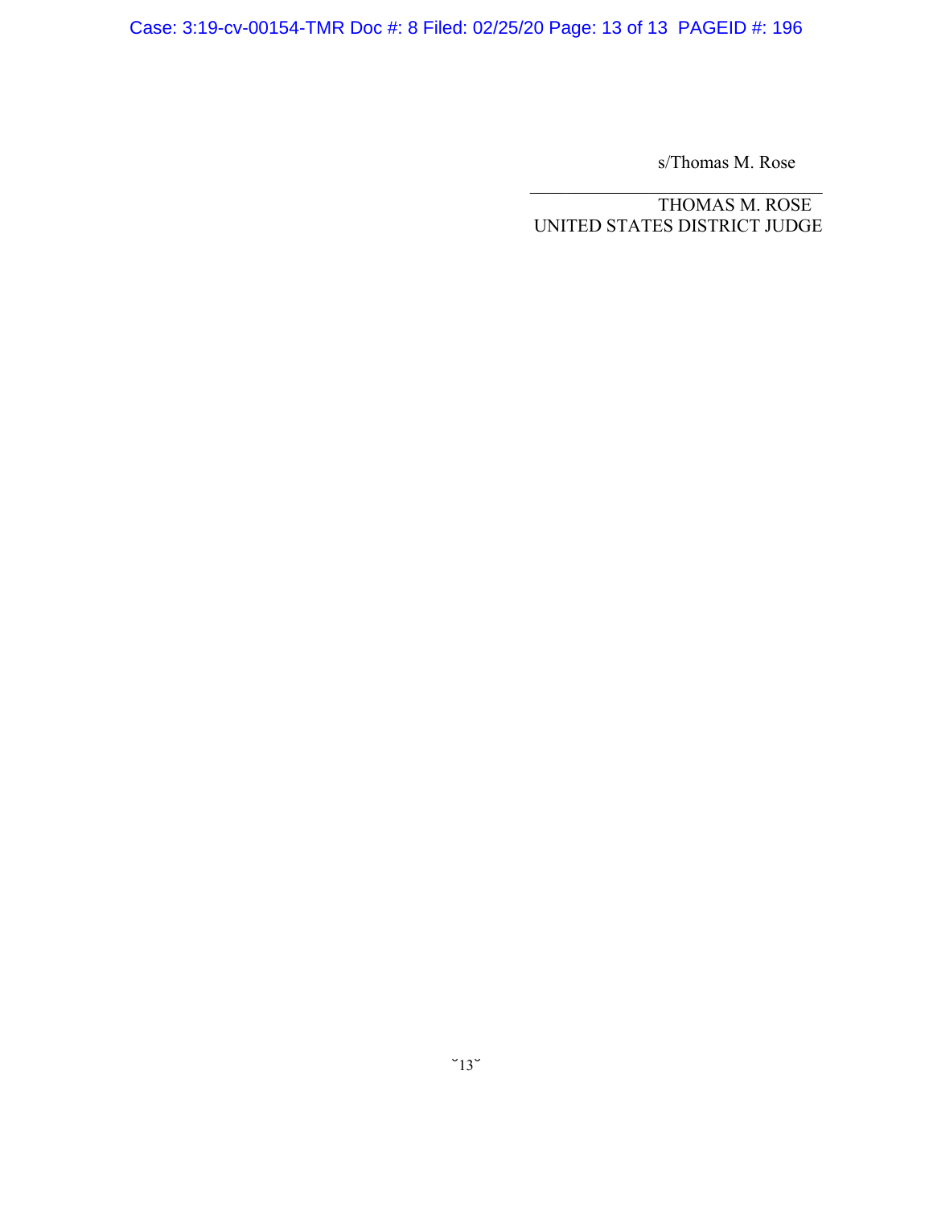s/Thomas M. Rose

\_\_\_\_\_\_\_\_\_\_\_\_\_\_\_\_\_\_\_\_\_\_\_\_\_\_\_\_\_\_\_\_\_\_\_

THOMAS M. ROSE
UNITED STATES DISTRICT JUDGE